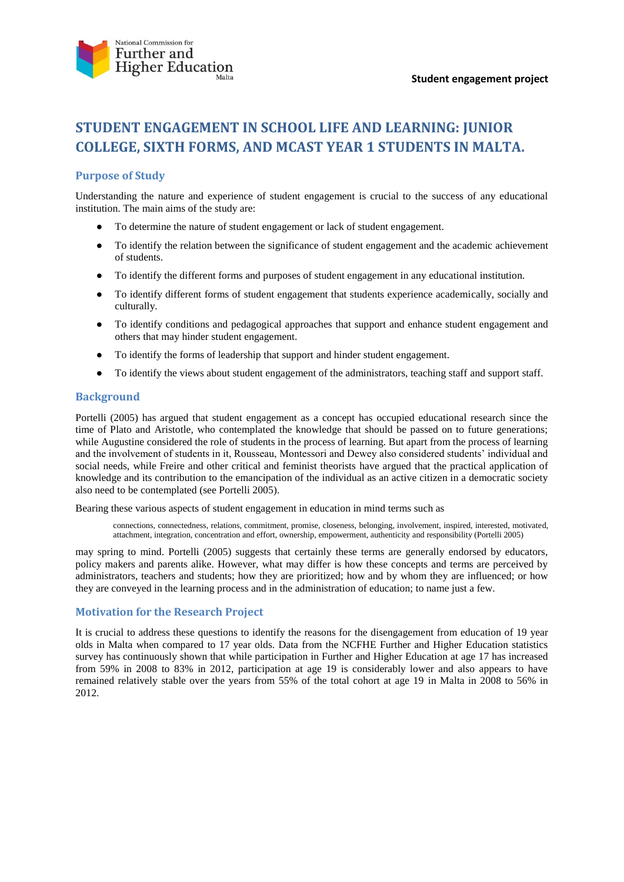# STUDENT ENGAGEMENT IN SCHOOL LIFE AND LEARNING: JUNIOR COLLEGE, SIXTH FORMS, AND MCAST YEAR 1 STUDENTS IN MALTA.

## Purpose of Study

Understanding the nature and experience of student engagement is crucial to the success of any educational institution. The main aims of the study are:

- To determine the nature of student engagement or lack of student engagement.
- To identify the relation between the significance of student engagement and the academic achievement of students.
- To identify the different forms and purposes of student engagement in any educational institution.
- To identify different forms of student engagement that students experience academically, socially and culturally.
- To identify conditions and pedagogical approaches that support and enhance student engagement and others that may hinder student engagement.
- To identify the forms of leadership that support and hinder student engagement.
- To identify the views about student engagement of the administrators, teaching staff and support staff.

## Background

Portelli (2005) has argued that student engagement as a concept has occupied educational research since the time of Plato and Aristotle, who contemplated the knowledge that should be passed on to future generations; while Augustine considered the role of students in the process of learning. But apart from the process of learning and the involvement of students in it, Rousseau, Montessori and Dewey also considered students' individual and social needs, while Freire and other critical and feminist theorists have argued that the practical application of knowledge and its contribution to the emancipation of the individual as an active citizen in a democratic society also need to be contemplated (see Portelli 2005).

Bearing these various aspects of student engagement in education in mind terms such as

> connections, connectedness, relations, commitment, promise, closeness, belonging, involvement, inspired, interested, motivated, attachment, integration, concentration and effort, ownership, empowerment, authenticity and responsibility (Portelli 2005)

may spring to mind. Portelli (2005) suggests that certainly these terms are generally endorsed by educators, policy makers and parents alike. However, what may differ is how these concepts and terms are perceived by administrators, teachers and students; how they are prioritized; how and by whom they are influenced; or how they are conveyed in the learning process and in the administration of education; to name just a few.

## Motivation for the Research Project

It is crucial to address these questions to identify the reasons for the disengagement from education of 19 year olds in Malta when compared to 17 year olds. Data from the NCFHE Further and Higher Education statistics survey has continuously shown that while participation in Further and Higher Education at age 17 has increased from 59% in 2008 to 83% in 2012, participation at age 19 is considerably lower and also appears to have remained relatively stable over the years from 55% of the total cohort at age 19 in Malta in 2008 to 56% in 2012.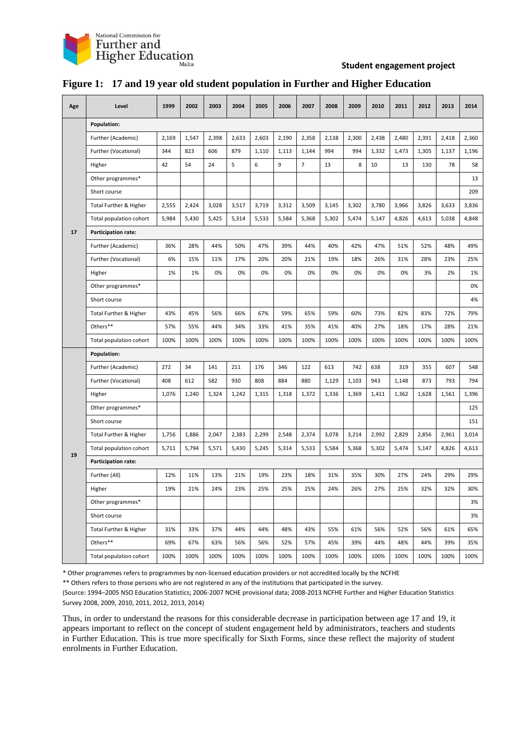## Figure 1: 17 and 19 year old student population in Further and Higher Education

| Age | Level | 1999 | 2002 | 2003 | 2004 | 2005 | 2006 | 2007 | 2008 | 2009 | 2010 | 2011 | 2012 | 2013 | 2014 |
|---|---|---|---|---|---|---|---|---|---|---|---|---|---|---|---|
| 17 | **Population:** | | | | | | | | | | | | | | |
| | Further (Academic) | 2,169 | 1,547 | 2,398 | 2,633 | 2,603 | 2,190 | 2,358 | 2,138 | 2,300 | 2,438 | 2,480 | 2,391 | 2,418 | 2,360 |
| | Further (Vocational) | 344 | 823 | 606 | 879 | 1,110 | 1,113 | 1,144 | 994 | 994 | 1,332 | 1,473 | 1,305 | 1,137 | 1,196 |
| | Higher | 42 | 54 | 24 | 5 | 6 | 9 | 7 | 13 | 8 | 10 | 13 | 130 | 78 | 58 |
| | Other programmes* | | | | | | | | | | | | | | 13 |
| | Short course | | | | | | | | | | | | | | 209 |
| | Total Further & Higher | 2,555 | 2,424 | 3,028 | 3,517 | 3,719 | 3,312 | 3,509 | 3,145 | 3,302 | 3,780 | 3,966 | 3,826 | 3,633 | 3,836 |
| | Total population cohort | 5,984 | 5,430 | 5,425 | 5,314 | 5,533 | 5,584 | 5,368 | 5,302 | 5,474 | 5,147 | 4,826 | 4,613 | 5,038 | 4,848 |
| | **Participation rate:** | | | | | | | | | | | | | | |
| | Further (Academic) | 36% | 28% | 44% | 50% | 47% | 39% | 44% | 40% | 42% | 47% | 51% | 52% | 48% | 49% |
| | Further (Vocational) | 6% | 15% | 11% | 17% | 20% | 20% | 21% | 19% | 18% | 26% | 31% | 28% | 23% | 25% |
| | Higher | 1% | 1% | 0% | 0% | 0% | 0% | 0% | 0% | 0% | 0% | 0% | 3% | 2% | 1% |
| | Other programmes* | | | | | | | | | | | | | | 0% |
| | Short course | | | | | | | | | | | | | | 4% |
| | Total Further & Higher | 43% | 45% | 56% | 66% | 67% | 59% | 65% | 59% | 60% | 73% | 82% | 83% | 72% | 79% |
| | Others** | 57% | 55% | 44% | 34% | 33% | 41% | 35% | 41% | 40% | 27% | 18% | 17% | 28% | 21% |
| | Total population cohort | 100% | 100% | 100% | 100% | 100% | 100% | 100% | 100% | 100% | 100% | 100% | 100% | 100% | 100% |
| 19 | **Population:** | | | | | | | | | | | | | | |
| | Further (Academic) | 272 | 34 | 141 | 211 | 176 | 346 | 122 | 613 | 742 | 638 | 319 | 355 | 607 | 548 |
| | Further (Vocational) | 408 | 612 | 582 | 930 | 808 | 884 | 880 | 1,129 | 1,103 | 943 | 1,148 | 873 | 793 | 794 |
| | Higher | 1,076 | 1,240 | 1,324 | 1,242 | 1,315 | 1,318 | 1,372 | 1,336 | 1,369 | 1,411 | 1,362 | 1,628 | 1,561 | 1,396 |
| | Other programmes* | | | | | | | | | | | | | | 125 |
| | Short course | | | | | | | | | | | | | | 151 |
| | Total Further & Higher | 1,756 | 1,886 | 2,047 | 2,383 | 2,299 | 2,548 | 2,374 | 3,078 | 3,214 | 2,992 | 2,829 | 2,856 | 2,961 | 3,014 |
| | Total population cohort | 5,711 | 5,794 | 5,571 | 5,430 | 5,245 | 5,314 | 5,533 | 5,584 | 5,368 | 5,302 | 5,474 | 5,147 | 4,826 | 4,613 |
| | **Participation rate:** | | | | | | | | | | | | | | |
| | Further (All) | 12% | 11% | 13% | 21% | 19% | 23% | 18% | 31% | 35% | 30% | 27% | 24% | 29% | 29% |
| | Higher | 19% | 21% | 24% | 23% | 25% | 25% | 25% | 24% | 26% | 27% | 25% | 32% | 32% | 30% |
| | Other programmes* | | | | | | | | | | | | | | 3% |
| | Short course | | | | | | | | | | | | | | 3% |
| | Total Further & Higher | 31% | 33% | 37% | 44% | 44% | 48% | 43% | 55% | 61% | 56% | 52% | 56% | 61% | 65% |
| | Others** | 69% | 67% | 63% | 56% | 56% | 52% | 57% | 45% | 39% | 44% | 48% | 44% | 39% | 35% |
| | Total population cohort | 100% | 100% | 100% | 100% | 100% | 100% | 100% | 100% | 100% | 100% | 100% | 100% | 100% | 100% |

* Other programmes refers to programmes by non-licensed education providers or not accredited locally by the NCFHE

** Others refers to those persons who are not registered in any of the institutions that participated in the survey.

(Source: 1994–2005 NSO Education Statistics; 2006-2007 NCHE provisional data; 2008-2013 NCFHE Further and Higher Education Statistics Survey 2008, 2009, 2010, 2011, 2012, 2013, 2014)

Thus, in order to understand the reasons for this considerable decrease in participation between age 17 and 19, it appears important to reflect on the concept of student engagement held by administrators, teachers and students in Further Education. This is true more specifically for Sixth Forms, since these reflect the majority of student enrolments in Further Education.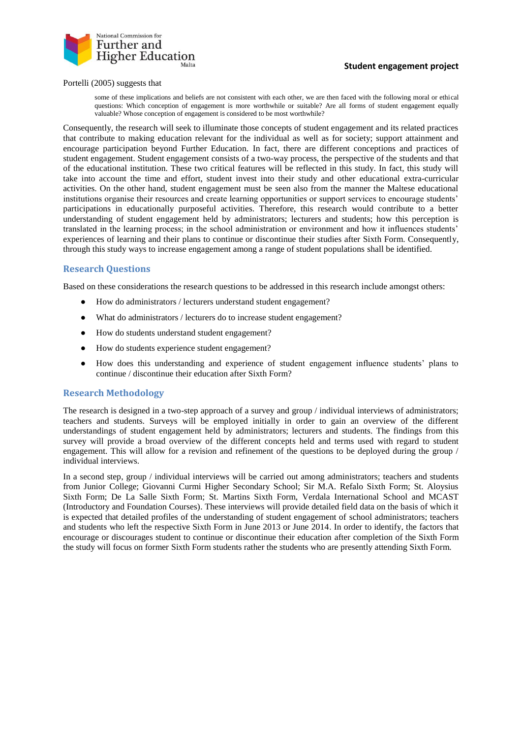Portelli (2005) suggests that

> some of these implications and beliefs are not consistent with each other, we are then faced with the following moral or ethical questions: Which conception of engagement is more worthwhile or suitable? Are all forms of student engagement equally valuable? Whose conception of engagement is considered to be most worthwhile?

Consequently, the research will seek to illuminate those concepts of student engagement and its related practices that contribute to making education relevant for the individual as well as for society; support attainment and encourage participation beyond Further Education. In fact, there are different conceptions and practices of student engagement. Student engagement consists of a two-way process, the perspective of the students and that of the educational institution. These two critical features will be reflected in this study. In fact, this study will take into account the time and effort, student invest into their study and other educational extra-curricular activities. On the other hand, student engagement must be seen also from the manner the Maltese educational institutions organise their resources and create learning opportunities or support services to encourage students' participations in educationally purposeful activities. Therefore, this research would contribute to a better understanding of student engagement held by administrators; lecturers and students; how this perception is translated in the learning process; in the school administration or environment and how it influences students' experiences of learning and their plans to continue or discontinue their studies after Sixth Form. Consequently, through this study ways to increase engagement among a range of student populations shall be identified.

## Research Questions

Based on these considerations the research questions to be addressed in this research include amongst others:

- How do administrators / lecturers understand student engagement?
- What do administrators / lecturers do to increase student engagement?
- How do students understand student engagement?
- How do students experience student engagement?
- How does this understanding and experience of student engagement influence students' plans to continue / discontinue their education after Sixth Form?

## Research Methodology

The research is designed in a two-step approach of a survey and group / individual interviews of administrators; teachers and students. Surveys will be employed initially in order to gain an overview of the different understandings of student engagement held by administrators; lecturers and students. The findings from this survey will provide a broad overview of the different concepts held and terms used with regard to student engagement. This will allow for a revision and refinement of the questions to be deployed during the group / individual interviews.

In a second step, group / individual interviews will be carried out among administrators; teachers and students from Junior College; Giovanni Curmi Higher Secondary School; Sir M.A. Refalo Sixth Form; St. Aloysius Sixth Form; De La Salle Sixth Form; St. Martins Sixth Form, Verdala International School and MCAST (Introductory and Foundation Courses). These interviews will provide detailed field data on the basis of which it is expected that detailed profiles of the understanding of student engagement of school administrators; teachers and students who left the respective Sixth Form in June 2013 or June 2014. In order to identify, the factors that encourage or discourages student to continue or discontinue their education after completion of the Sixth Form the study will focus on former Sixth Form students rather the students who are presently attending Sixth Form.